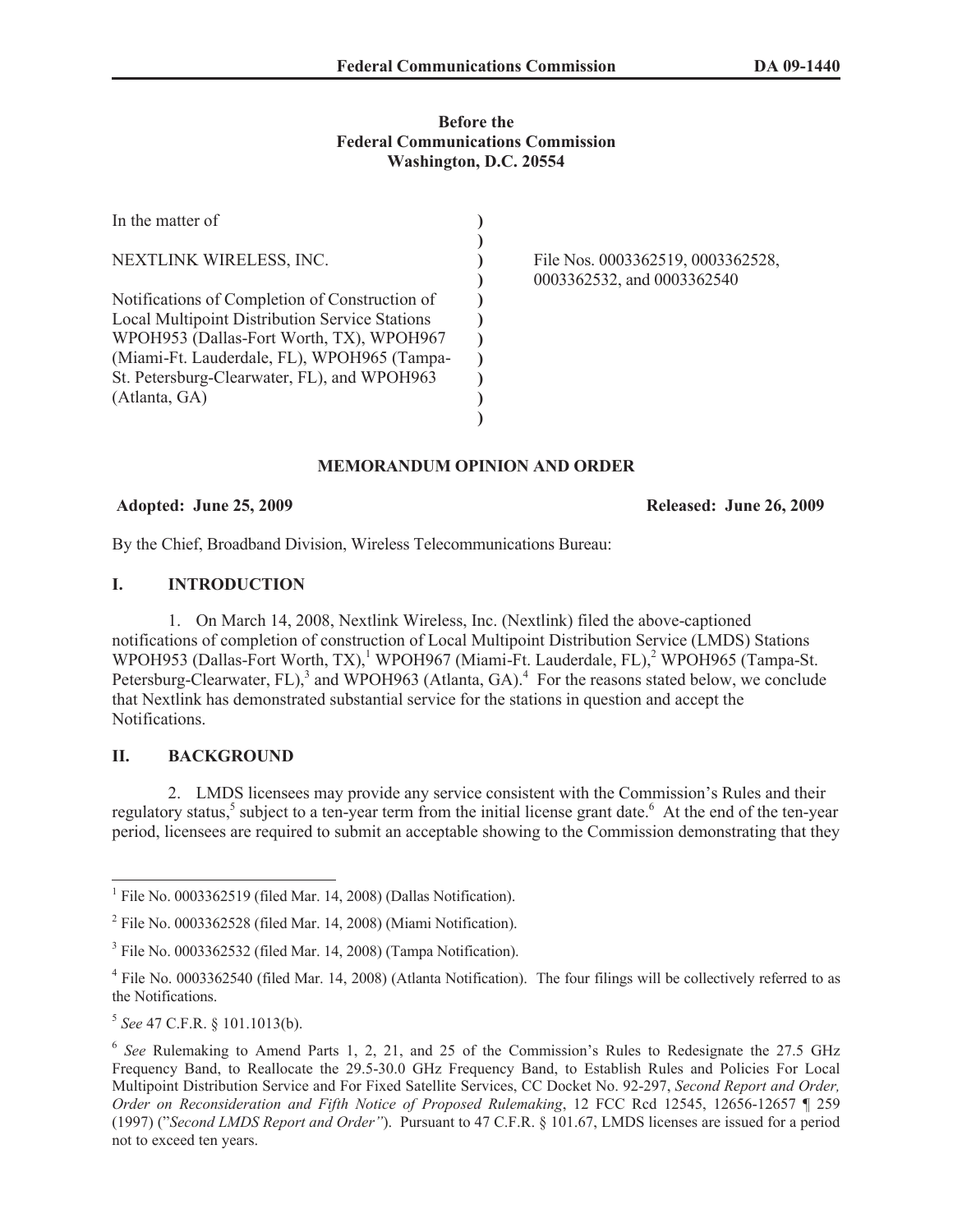**Before the**
**Federal Communications Commission**
**Washington, D.C. 20554**

| | | |
|---|---|---|
| In the matter of | ) | |
| | ) | |
| NEXTLINK WIRELESS, INC. | ) | File Nos. 0003362519, 0003362528, |
| | ) | 0003362532, and 0003362540 |
| Notifications of Completion of Construction of | ) | |
| Local Multipoint Distribution Service Stations | ) | |
| WPOH953 (Dallas-Fort Worth, TX), WPOH967 | ) | |
| (Miami-Ft. Lauderdale, FL), WPOH965 (Tampa-St. Petersburg-Clearwater, FL), and WPOH963 | ) | |
| (Atlanta, GA) | ) | |
| | ) | |

## MEMORANDUM OPINION AND ORDER

**Adopted: June 25, 2009** **Released: June 26, 2009**

By the Chief, Broadband Division, Wireless Telecommunications Bureau:

## I. INTRODUCTION

1. On March 14, 2008, Nextlink Wireless, Inc. (Nextlink) filed the above-captioned notifications of completion of construction of Local Multipoint Distribution Service (LMDS) Stations WPOH953 (Dallas-Fort Worth, TX),[1] WPOH967 (Miami-Ft. Lauderdale, FL),[2] WPOH965 (Tampa-St. Petersburg-Clearwater, FL),[3] and WPOH963 (Atlanta, GA).[4] For the reasons stated below, we conclude that Nextlink has demonstrated substantial service for the stations in question and accept the Notifications.

## II. BACKGROUND

2. LMDS licensees may provide any service consistent with the Commission's Rules and their regulatory status,[5] subject to a ten-year term from the initial license grant date.[6] At the end of the ten-year period, licensees are required to submit an acceptable showing to the Commission demonstrating that they

---

[1] File No. 0003362519 (filed Mar. 14, 2008) (Dallas Notification).

[2] File No. 0003362528 (filed Mar. 14, 2008) (Miami Notification).

[3] File No. 0003362532 (filed Mar. 14, 2008) (Tampa Notification).

[4] File No. 0003362540 (filed Mar. 14, 2008) (Atlanta Notification). The four filings will be collectively referred to as the Notifications.

[5] *See* 47 C.F.R. § 101.1013(b).

[6] *See* Rulemaking to Amend Parts 1, 2, 21, and 25 of the Commission's Rules to Redesignate the 27.5 GHz Frequency Band, to Reallocate the 29.5-30.0 GHz Frequency Band, to Establish Rules and Policies For Local Multipoint Distribution Service and For Fixed Satellite Services, CC Docket No. 92-297, *Second Report and Order, Order on Reconsideration and Fifth Notice of Proposed Rulemaking*, 12 FCC Rcd 12545, 12656-12657 ¶ 259 (1997) ("*Second LMDS Report and Order*"). Pursuant to 47 C.F.R. § 101.67, LMDS licenses are issued for a period not to exceed ten years.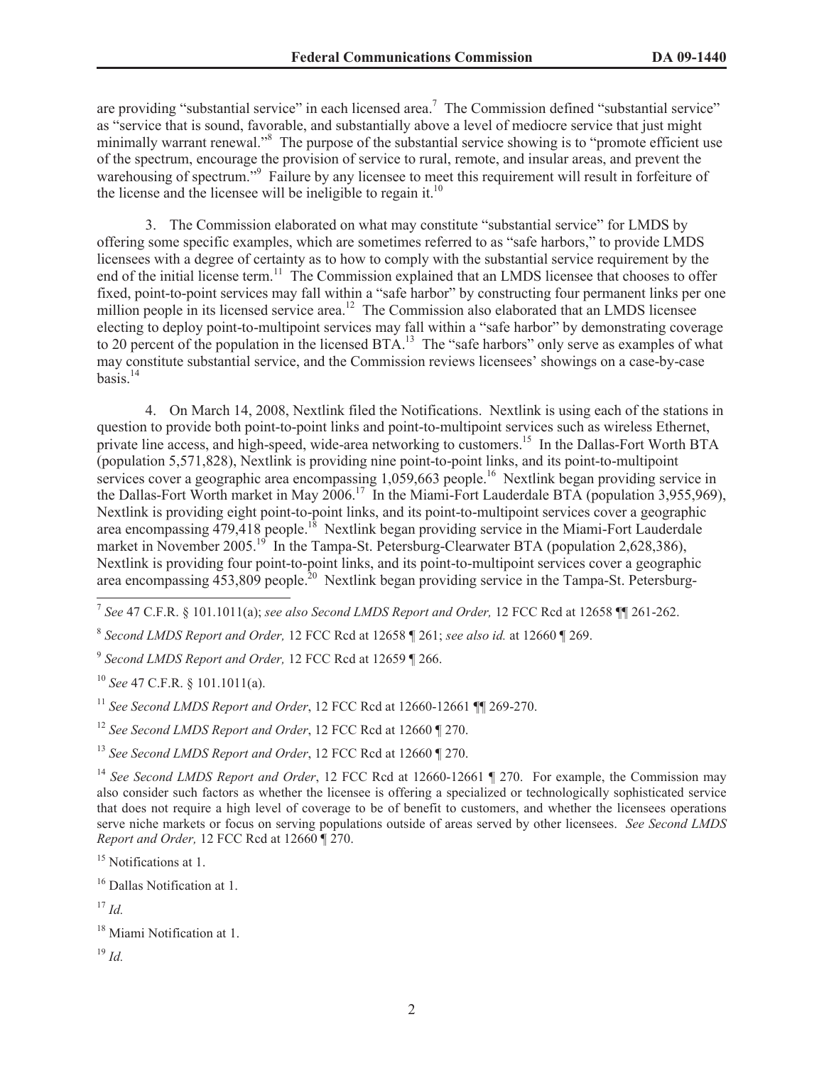are providing "substantial service" in each licensed area.[7] The Commission defined "substantial service" as "service that is sound, favorable, and substantially above a level of mediocre service that just might minimally warrant renewal."[8] The purpose of the substantial service showing is to "promote efficient use of the spectrum, encourage the provision of service to rural, remote, and insular areas, and prevent the warehousing of spectrum."[9] Failure by any licensee to meet this requirement will result in forfeiture of the license and the licensee will be ineligible to regain it.[10]

3. The Commission elaborated on what may constitute "substantial service" for LMDS by offering some specific examples, which are sometimes referred to as "safe harbors," to provide LMDS licensees with a degree of certainty as to how to comply with the substantial service requirement by the end of the initial license term.[11] The Commission explained that an LMDS licensee that chooses to offer fixed, point-to-point services may fall within a "safe harbor" by constructing four permanent links per one million people in its licensed service area.[12] The Commission also elaborated that an LMDS licensee electing to deploy point-to-multipoint services may fall within a "safe harbor" by demonstrating coverage to 20 percent of the population in the licensed BTA.[13] The "safe harbors" only serve as examples of what may constitute substantial service, and the Commission reviews licensees' showings on a case-by-case basis.[14]

4. On March 14, 2008, Nextlink filed the Notifications. Nextlink is using each of the stations in question to provide both point-to-point links and point-to-multipoint services such as wireless Ethernet, private line access, and high-speed, wide-area networking to customers.[15] In the Dallas-Fort Worth BTA (population 5,571,828), Nextlink is providing nine point-to-point links, and its point-to-multipoint services cover a geographic area encompassing 1,059,663 people.[16] Nextlink began providing service in the Dallas-Fort Worth market in May 2006.[17] In the Miami-Fort Lauderdale BTA (population 3,955,969), Nextlink is providing eight point-to-point links, and its point-to-multipoint services cover a geographic area encompassing 479,418 people.[18] Nextlink began providing service in the Miami-Fort Lauderdale market in November 2005.[19] In the Tampa-St. Petersburg-Clearwater BTA (population 2,628,386), Nextlink is providing four point-to-point links, and its point-to-multipoint services cover a geographic area encompassing 453,809 people.[20] Nextlink began providing service in the Tampa-St. Petersburg-

---

[7] *See* 47 C.F.R. § 101.1011(a); *see also Second LMDS Report and Order,* 12 FCC Rcd at 12658 ¶¶ 261-262.

[8] *Second LMDS Report and Order,* 12 FCC Rcd at 12658 ¶ 261; *see also id.* at 12660 ¶ 269.

[9] *Second LMDS Report and Order,* 12 FCC Rcd at 12659 ¶ 266.

[10] *See* 47 C.F.R. § 101.1011(a).

[11] *See Second LMDS Report and Order*, 12 FCC Rcd at 12660-12661 ¶¶ 269-270.

[12] *See Second LMDS Report and Order*, 12 FCC Rcd at 12660 ¶ 270.

[13] *See Second LMDS Report and Order*, 12 FCC Rcd at 12660 ¶ 270.

[14] *See Second LMDS Report and Order*, 12 FCC Rcd at 12660-12661 ¶ 270. For example, the Commission may also consider such factors as whether the licensee is offering a specialized or technologically sophisticated service that does not require a high level of coverage to be of benefit to customers, and whether the licensees operations serve niche markets or focus on serving populations outside of areas served by other licensees. *See Second LMDS Report and Order,* 12 FCC Rcd at 12660 ¶ 270.

[15] Notifications at 1.

[16] Dallas Notification at 1.

[17] *Id.*

[18] Miami Notification at 1.

[19] *Id.*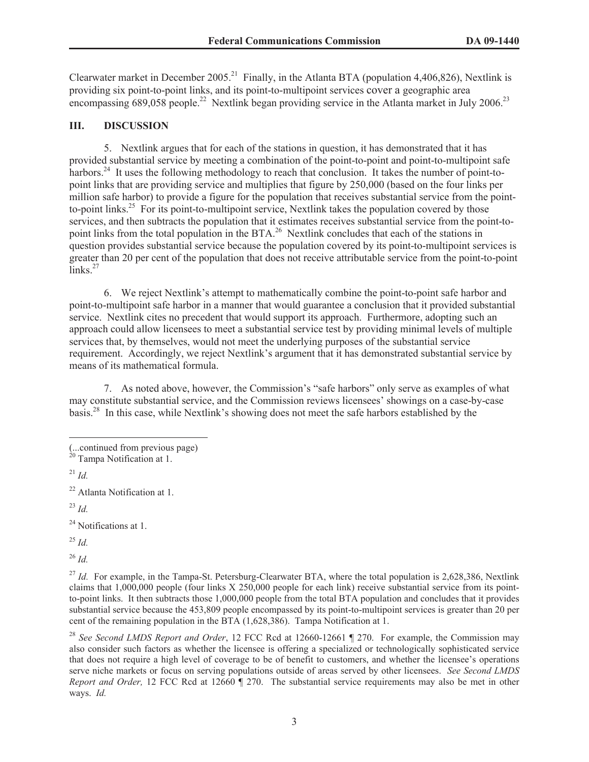Clearwater market in December 2005.[21] Finally, in the Atlanta BTA (population 4,406,826), Nextlink is providing six point-to-point links, and its point-to-multipoint services cover a geographic area encompassing 689,058 people.[22] Nextlink began providing service in the Atlanta market in July 2006.[23]

## III. DISCUSSION

5. Nextlink argues that for each of the stations in question, it has demonstrated that it has provided substantial service by meeting a combination of the point-to-point and point-to-multipoint safe harbors.[24] It uses the following methodology to reach that conclusion. It takes the number of point-to-point links that are providing service and multiplies that figure by 250,000 (based on the four links per million safe harbor) to provide a figure for the population that receives substantial service from the point-to-point links.[25] For its point-to-multipoint service, Nextlink takes the population covered by those services, and then subtracts the population that it estimates receives substantial service from the point-to-point links from the total population in the BTA.[26] Nextlink concludes that each of the stations in question provides substantial service because the population covered by its point-to-multipoint services is greater than 20 per cent of the population that does not receive attributable service from the point-to-point links.[27]

6. We reject Nextlink's attempt to mathematically combine the point-to-point safe harbor and point-to-multipoint safe harbor in a manner that would guarantee a conclusion that it provided substantial service. Nextlink cites no precedent that would support its approach. Furthermore, adopting such an approach could allow licensees to meet a substantial service test by providing minimal levels of multiple services that, by themselves, would not meet the underlying purposes of the substantial service requirement. Accordingly, we reject Nextlink's argument that it has demonstrated substantial service by means of its mathematical formula.

7. As noted above, however, the Commission's "safe harbors" only serve as examples of what may constitute substantial service, and the Commission reviews licensees' showings on a case-by-case basis.[28] In this case, while Nextlink's showing does not meet the safe harbors established by the

---

(...continued from previous page)

[20] Tampa Notification at 1.

[21] *Id.*

[22] Atlanta Notification at 1.

[23] *Id.*

[24] Notifications at 1.

[25] *Id.*

[26] *Id.*

[27] *Id.* For example, in the Tampa-St. Petersburg-Clearwater BTA, where the total population is 2,628,386, Nextlink claims that 1,000,000 people (four links X 250,000 people for each link) receive substantial service from its point-to-point links. It then subtracts those 1,000,000 people from the total BTA population and concludes that it provides substantial service because the 453,809 people encompassed by its point-to-multipoint services is greater than 20 per cent of the remaining population in the BTA (1,628,386). Tampa Notification at 1.

[28] *See Second LMDS Report and Order*, 12 FCC Rcd at 12660-12661 ¶ 270. For example, the Commission may also consider such factors as whether the licensee is offering a specialized or technologically sophisticated service that does not require a high level of coverage to be of benefit to customers, and whether the licensee's operations serve niche markets or focus on serving populations outside of areas served by other licensees. *See Second LMDS Report and Order,* 12 FCC Rcd at 12660 ¶ 270. The substantial service requirements may also be met in other ways. *Id.*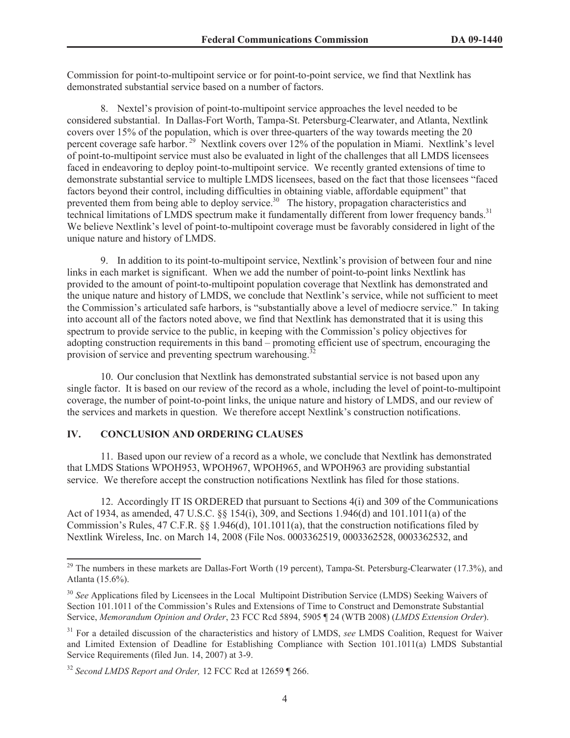Commission for point-to-multipoint service or for point-to-point service, we find that Nextlink has demonstrated substantial service based on a number of factors.

8. Nextel's provision of point-to-multipoint service approaches the level needed to be considered substantial. In Dallas-Fort Worth, Tampa-St. Petersburg-Clearwater, and Atlanta, Nextlink covers over 15% of the population, which is over three-quarters of the way towards meeting the 20 percent coverage safe harbor.[29] Nextlink covers over 12% of the population in Miami. Nextlink's level of point-to-multipoint service must also be evaluated in light of the challenges that all LMDS licensees faced in endeavoring to deploy point-to-multipoint service. We recently granted extensions of time to demonstrate substantial service to multiple LMDS licensees, based on the fact that those licensees "faced factors beyond their control, including difficulties in obtaining viable, affordable equipment" that prevented them from being able to deploy service.[30] The history, propagation characteristics and technical limitations of LMDS spectrum make it fundamentally different from lower frequency bands.[31] We believe Nextlink's level of point-to-multipoint coverage must be favorably considered in light of the unique nature and history of LMDS.

9. In addition to its point-to-multipoint service, Nextlink's provision of between four and nine links in each market is significant. When we add the number of point-to-point links Nextlink has provided to the amount of point-to-multipoint population coverage that Nextlink has demonstrated and the unique nature and history of LMDS, we conclude that Nextlink's service, while not sufficient to meet the Commission's articulated safe harbors, is "substantially above a level of mediocre service." In taking into account all of the factors noted above, we find that Nextlink has demonstrated that it is using this spectrum to provide service to the public, in keeping with the Commission's policy objectives for adopting construction requirements in this band – promoting efficient use of spectrum, encouraging the provision of service and preventing spectrum warehousing.[32]

10. Our conclusion that Nextlink has demonstrated substantial service is not based upon any single factor. It is based on our review of the record as a whole, including the level of point-to-multipoint coverage, the number of point-to-point links, the unique nature and history of LMDS, and our review of the services and markets in question. We therefore accept Nextlink's construction notifications.

## IV. CONCLUSION AND ORDERING CLAUSES

11. Based upon our review of a record as a whole, we conclude that Nextlink has demonstrated that LMDS Stations WPOH953, WPOH967, WPOH965, and WPOH963 are providing substantial service. We therefore accept the construction notifications Nextlink has filed for those stations.

12. Accordingly IT IS ORDERED that pursuant to Sections 4(i) and 309 of the Communications Act of 1934, as amended, 47 U.S.C. §§ 154(i), 309, and Sections 1.946(d) and 101.1011(a) of the Commission's Rules, 47 C.F.R. §§ 1.946(d), 101.1011(a), that the construction notifications filed by Nextlink Wireless, Inc. on March 14, 2008 (File Nos. 0003362519, 0003362528, 0003362532, and

---

[29] The numbers in these markets are Dallas-Fort Worth (19 percent), Tampa-St. Petersburg-Clearwater (17.3%), and Atlanta (15.6%).

[30] *See* Applications filed by Licensees in the Local Multipoint Distribution Service (LMDS) Seeking Waivers of Section 101.1011 of the Commission's Rules and Extensions of Time to Construct and Demonstrate Substantial Service, *Memorandum Opinion and Order*, 23 FCC Rcd 5894, 5905 ¶ 24 (WTB 2008) (*LMDS Extension Order*).

[31] For a detailed discussion of the characteristics and history of LMDS, *see* LMDS Coalition, Request for Waiver and Limited Extension of Deadline for Establishing Compliance with Section 101.1011(a) LMDS Substantial Service Requirements (filed Jun. 14, 2007) at 3-9.

[32] *Second LMDS Report and Order,* 12 FCC Rcd at 12659 ¶ 266.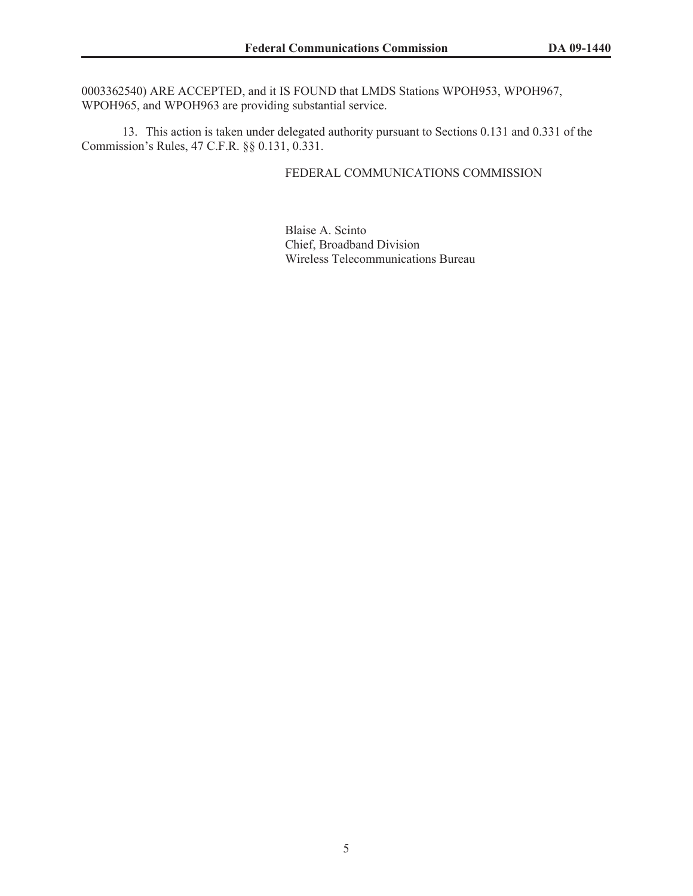0003362540) ARE ACCEPTED, and it IS FOUND that LMDS Stations WPOH953, WPOH967, WPOH965, and WPOH963 are providing substantial service.

13. This action is taken under delegated authority pursuant to Sections 0.131 and 0.331 of the Commission's Rules, 47 C.F.R. §§ 0.131, 0.331.

FEDERAL COMMUNICATIONS COMMISSION

Blaise A. Scinto
Chief, Broadband Division
Wireless Telecommunications Bureau